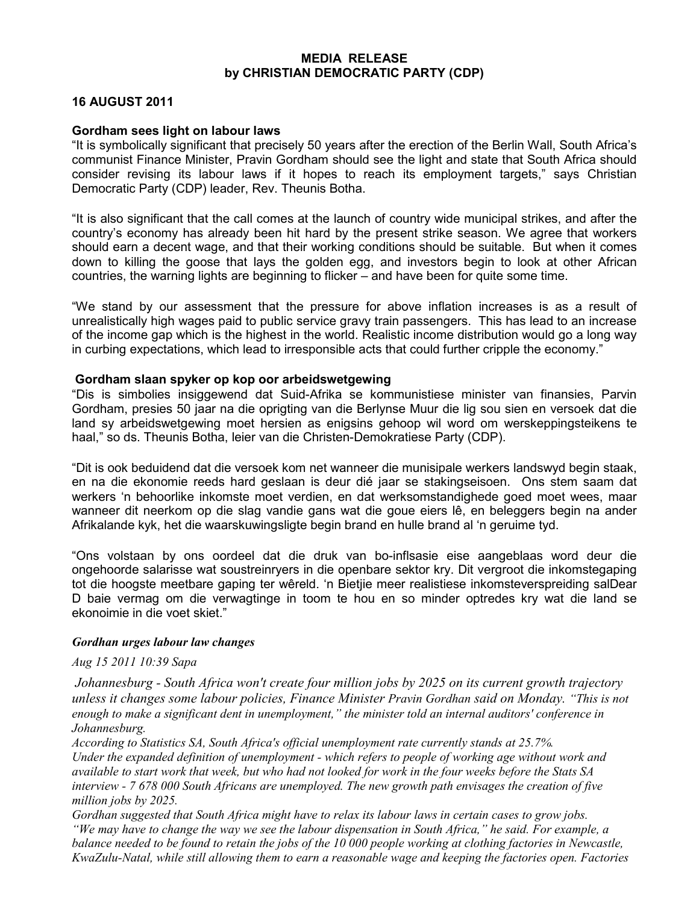**MEDIA RELEASE**
**by CHRISTIAN DEMOCRATIC PARTY (CDP)**

**16 AUGUST 2011**

**Gordham sees light on labour laws**

"It is symbolically significant that precisely 50 years after the erection of the Berlin Wall, South Africa's communist Finance Minister, Pravin Gordham should see the light and state that South Africa should consider revising its labour laws if it hopes to reach its employment targets," says Christian Democratic Party (CDP) leader, Rev. Theunis Botha.

"It is also significant that the call comes at the launch of country wide municipal strikes, and after the country's economy has already been hit hard by the present strike season. We agree that workers should earn a decent wage, and that their working conditions should be suitable. But when it comes down to killing the goose that lays the golden egg, and investors begin to look at other African countries, the warning lights are beginning to flicker – and have been for quite some time.

"We stand by our assessment that the pressure for above inflation increases is as a result of unrealistically high wages paid to public service gravy train passengers. This has lead to an increase of the income gap which is the highest in the world. Realistic income distribution would go a long way in curbing expectations, which lead to irresponsible acts that could further cripple the economy."

**Gordham slaan spyker op kop oor arbeidswetgewing**

"Dis is simbolies insiggewend dat Suid-Afrika se kommunistiese minister van finansies, Parvin Gordham, presies 50 jaar na die oprigting van die Berlynse Muur die lig sou sien en versoek dat die land sy arbeidswetgewing moet hersien as enigsins gehoop wil word om werskeppingsteikens te haal," so ds. Theunis Botha, leier van die Christen-Demokratiese Party (CDP).

"Dit is ook beduidend dat die versoek kom net wanneer die munisipale werkers landswyd begin staak, en na die ekonomie reeds hard geslaan is deur dié jaar se stakingseisoen. Ons stem saam dat werkers 'n behoorlike inkomste moet verdien, en dat werksomstandighede goed moet wees, maar wanneer dit neerkom op die slag vandie gans wat die goue eiers lê, en beleggers begin na ander Afrikalande kyk, het die waarskuwingsligte begin brand en hulle brand al 'n geruime tyd.

"Ons volstaan by ons oordeel dat die druk van bo-inflsasie eise aangeblaas word deur die ongehoorde salarisse wat soustreinryers in die openbare sektor kry. Dit vergroot die inkomstegaping tot die hoogste meetbare gaping ter wêreld. 'n Bietjie meer realistiese inkomsteverspreiding salDear D baie vermag om die verwagtinge in toom te hou en so minder optredes kry wat die land se ekonoimie in die voet skiet."

***Gordhan urges labour law changes***

*Aug 15 2011 10:39 Sapa*

*Johannesburg - South Africa won't create four million jobs by 2025 on its current growth trajectory unless it changes some labour policies, Finance Minister Pravin Gordhan said on Monday. "This is not enough to make a significant dent in unemployment," the minister told an internal auditors' conference in Johannesburg.*

*According to Statistics SA, South Africa's official unemployment rate currently stands at 25.7%.*

*Under the expanded definition of unemployment - which refers to people of working age without work and available to start work that week, but who had not looked for work in the four weeks before the Stats SA interview - 7 678 000 South Africans are unemployed. The new growth path envisages the creation of five million jobs by 2025.*

*Gordhan suggested that South Africa might have to relax its labour laws in certain cases to grow jobs. "We may have to change the way we see the labour dispensation in South Africa," he said. For example, a balance needed to be found to retain the jobs of the 10 000 people working at clothing factories in Newcastle, KwaZulu-Natal, while still allowing them to earn a reasonable wage and keeping the factories open. Factories*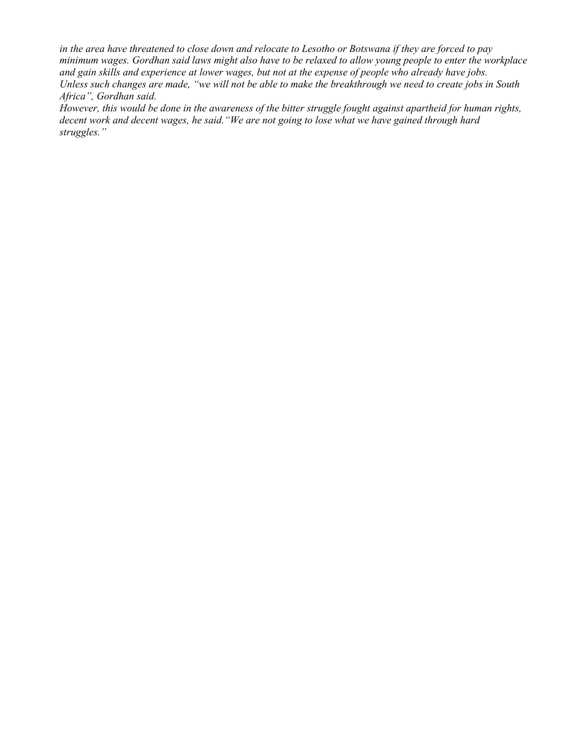*in the area have threatened to close down and relocate to Lesotho or Botswana if they are forced to pay minimum wages. Gordhan said laws might also have to be relaxed to allow young people to enter the workplace and gain skills and experience at lower wages, but not at the expense of people who already have jobs.*

*Unless such changes are made, "we will not be able to make the breakthrough we need to create jobs in South Africa", Gordhan said.*

*However, this would be done in the awareness of the bitter struggle fought against apartheid for human rights, decent work and decent wages, he said."We are not going to lose what we have gained through hard struggles."*